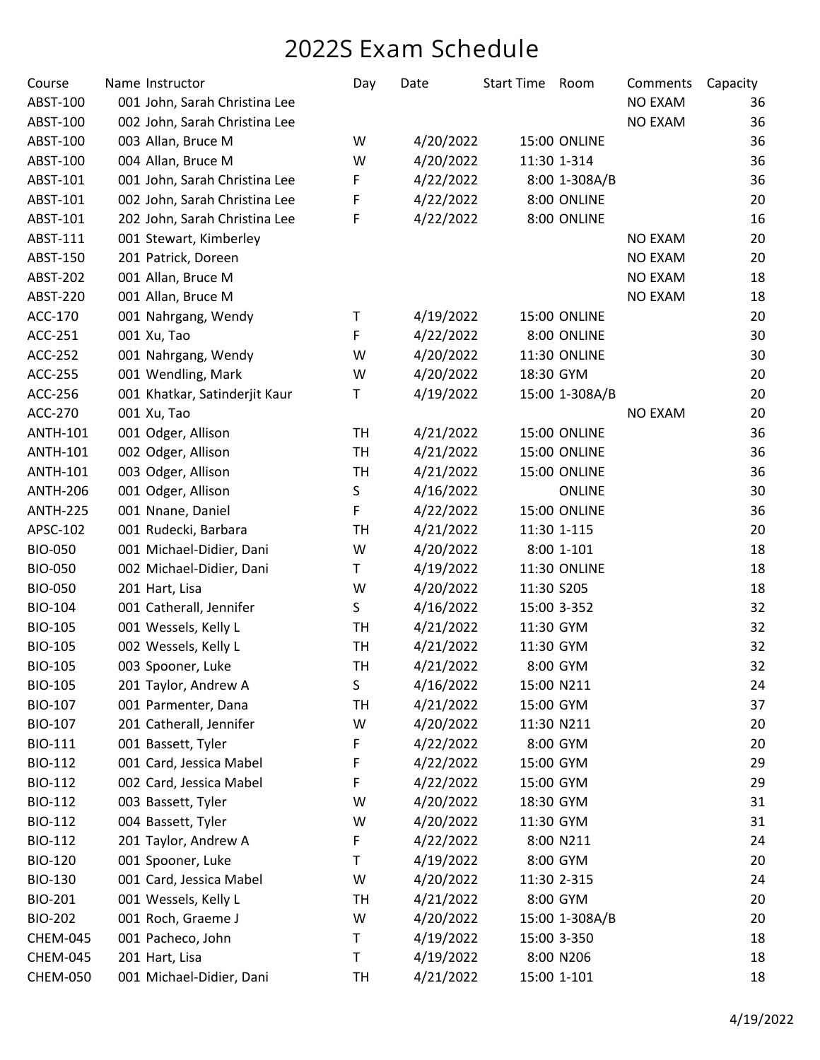# 2022S Exam Schedule

| Course | Name | Instructor | Day | Date | Start Time | Room | Comments | Capacity |
|---|---|---|---|---|---|---|---|---|
| ABST-100 | 001 | John, Sarah Christina Lee | | | | | NO EXAM | 36 |
| ABST-100 | 002 | John, Sarah Christina Lee | | | | | NO EXAM | 36 |
| ABST-100 | 003 | Allan, Bruce M | W | 4/20/2022 | 15:00 | ONLINE | | 36 |
| ABST-100 | 004 | Allan, Bruce M | W | 4/20/2022 | 11:30 | 1-314 | | 36 |
| ABST-101 | 001 | John, Sarah Christina Lee | F | 4/22/2022 | 8:00 | 1-308A/B | | 36 |
| ABST-101 | 002 | John, Sarah Christina Lee | F | 4/22/2022 | 8:00 | ONLINE | | 20 |
| ABST-101 | 202 | John, Sarah Christina Lee | F | 4/22/2022 | 8:00 | ONLINE | | 16 |
| ABST-111 | 001 | Stewart, Kimberley | | | | | NO EXAM | 20 |
| ABST-150 | 201 | Patrick, Doreen | | | | | NO EXAM | 20 |
| ABST-202 | 001 | Allan, Bruce M | | | | | NO EXAM | 18 |
| ABST-220 | 001 | Allan, Bruce M | | | | | NO EXAM | 18 |
| ACC-170 | 001 | Nahrgang, Wendy | T | 4/19/2022 | 15:00 | ONLINE | | 20 |
| ACC-251 | 001 | Xu, Tao | F | 4/22/2022 | 8:00 | ONLINE | | 30 |
| ACC-252 | 001 | Nahrgang, Wendy | W | 4/20/2022 | 11:30 | ONLINE | | 30 |
| ACC-255 | 001 | Wendling, Mark | W | 4/20/2022 | 18:30 | GYM | | 20 |
| ACC-256 | 001 | Khatkar, Satinderjit Kaur | T | 4/19/2022 | 15:00 | 1-308A/B | | 20 |
| ACC-270 | 001 | Xu, Tao | | | | | NO EXAM | 20 |
| ANTH-101 | 001 | Odger, Allison | TH | 4/21/2022 | 15:00 | ONLINE | | 36 |
| ANTH-101 | 002 | Odger, Allison | TH | 4/21/2022 | 15:00 | ONLINE | | 36 |
| ANTH-101 | 003 | Odger, Allison | TH | 4/21/2022 | 15:00 | ONLINE | | 36 |
| ANTH-206 | 001 | Odger, Allison | S | 4/16/2022 | | ONLINE | | 30 |
| ANTH-225 | 001 | Nnane, Daniel | F | 4/22/2022 | 15:00 | ONLINE | | 36 |
| APSC-102 | 001 | Rudecki, Barbara | TH | 4/21/2022 | 11:30 | 1-115 | | 20 |
| BIO-050 | 001 | Michael-Didier, Dani | W | 4/20/2022 | 8:00 | 1-101 | | 18 |
| BIO-050 | 002 | Michael-Didier, Dani | T | 4/19/2022 | 11:30 | ONLINE | | 18 |
| BIO-050 | 201 | Hart, Lisa | W | 4/20/2022 | 11:30 | S205 | | 18 |
| BIO-104 | 001 | Catherall, Jennifer | S | 4/16/2022 | 15:00 | 3-352 | | 32 |
| BIO-105 | 001 | Wessels, Kelly L | TH | 4/21/2022 | 11:30 | GYM | | 32 |
| BIO-105 | 002 | Wessels, Kelly L | TH | 4/21/2022 | 11:30 | GYM | | 32 |
| BIO-105 | 003 | Spooner, Luke | TH | 4/21/2022 | 8:00 | GYM | | 32 |
| BIO-105 | 201 | Taylor, Andrew A | S | 4/16/2022 | 15:00 | N211 | | 24 |
| BIO-107 | 001 | Parmenter, Dana | TH | 4/21/2022 | 15:00 | GYM | | 37 |
| BIO-107 | 201 | Catherall, Jennifer | W | 4/20/2022 | 11:30 | N211 | | 20 |
| BIO-111 | 001 | Bassett, Tyler | F | 4/22/2022 | 8:00 | GYM | | 20 |
| BIO-112 | 001 | Card, Jessica Mabel | F | 4/22/2022 | 15:00 | GYM | | 29 |
| BIO-112 | 002 | Card, Jessica Mabel | F | 4/22/2022 | 15:00 | GYM | | 29 |
| BIO-112 | 003 | Bassett, Tyler | W | 4/20/2022 | 18:30 | GYM | | 31 |
| BIO-112 | 004 | Bassett, Tyler | W | 4/20/2022 | 11:30 | GYM | | 31 |
| BIO-112 | 201 | Taylor, Andrew A | F | 4/22/2022 | 8:00 | N211 | | 24 |
| BIO-120 | 001 | Spooner, Luke | T | 4/19/2022 | 8:00 | GYM | | 20 |
| BIO-130 | 001 | Card, Jessica Mabel | W | 4/20/2022 | 11:30 | 2-315 | | 24 |
| BIO-201 | 001 | Wessels, Kelly L | TH | 4/21/2022 | 8:00 | GYM | | 20 |
| BIO-202 | 001 | Roch, Graeme J | W | 4/20/2022 | 15:00 | 1-308A/B | | 20 |
| CHEM-045 | 001 | Pacheco, John | T | 4/19/2022 | 15:00 | 3-350 | | 18 |
| CHEM-045 | 201 | Hart, Lisa | T | 4/19/2022 | 8:00 | N206 | | 18 |
| CHEM-050 | 001 | Michael-Didier, Dani | TH | 4/21/2022 | 15:00 | 1-101 | | 18 |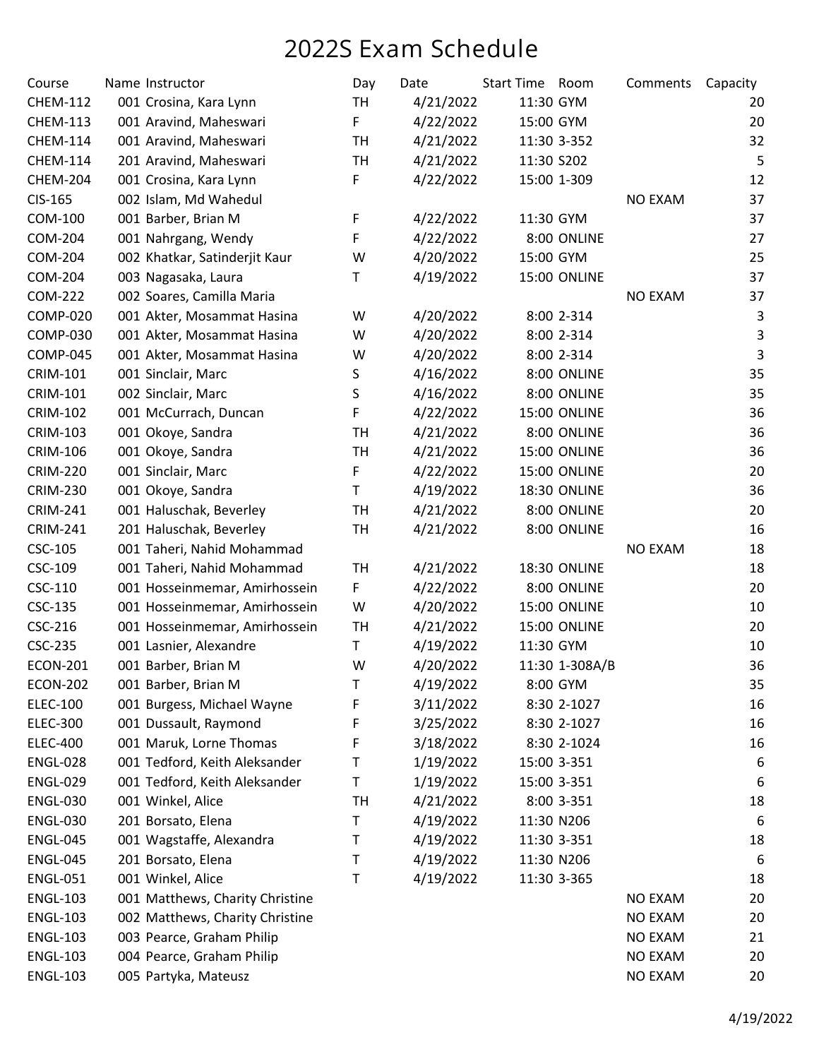# 2022S Exam Schedule

| Course | Name | Instructor | Day | Date | Start Time | Room | Comments | Capacity |
|---|---|---|---|---|---|---|---|---|
| CHEM-112 | 001 | Crosina, Kara Lynn | TH | 4/21/2022 | 11:30 | GYM | | 20 |
| CHEM-113 | 001 | Aravind, Maheswari | F | 4/22/2022 | 15:00 | GYM | | 20 |
| CHEM-114 | 001 | Aravind, Maheswari | TH | 4/21/2022 | 11:30 | 3-352 | | 32 |
| CHEM-114 | 201 | Aravind, Maheswari | TH | 4/21/2022 | 11:30 | S202 | | 5 |
| CHEM-204 | 001 | Crosina, Kara Lynn | F | 4/22/2022 | 15:00 | 1-309 | | 12 |
| CIS-165 | 002 | Islam, Md Wahedul | | | | | NO EXAM | 37 |
| COM-100 | 001 | Barber, Brian M | F | 4/22/2022 | 11:30 | GYM | | 37 |
| COM-204 | 001 | Nahrgang, Wendy | F | 4/22/2022 | 8:00 | ONLINE | | 27 |
| COM-204 | 002 | Khatkar, Satinderjit Kaur | W | 4/20/2022 | 15:00 | GYM | | 25 |
| COM-204 | 003 | Nagasaka, Laura | T | 4/19/2022 | 15:00 | ONLINE | | 37 |
| COM-222 | 002 | Soares, Camilla Maria | | | | | NO EXAM | 37 |
| COMP-020 | 001 | Akter, Mosammat Hasina | W | 4/20/2022 | 8:00 | 2-314 | | 3 |
| COMP-030 | 001 | Akter, Mosammat Hasina | W | 4/20/2022 | 8:00 | 2-314 | | 3 |
| COMP-045 | 001 | Akter, Mosammat Hasina | W | 4/20/2022 | 8:00 | 2-314 | | 3 |
| CRIM-101 | 001 | Sinclair, Marc | S | 4/16/2022 | 8:00 | ONLINE | | 35 |
| CRIM-101 | 002 | Sinclair, Marc | S | 4/16/2022 | 8:00 | ONLINE | | 35 |
| CRIM-102 | 001 | McCurrach, Duncan | F | 4/22/2022 | 15:00 | ONLINE | | 36 |
| CRIM-103 | 001 | Okoye, Sandra | TH | 4/21/2022 | 8:00 | ONLINE | | 36 |
| CRIM-106 | 001 | Okoye, Sandra | TH | 4/21/2022 | 15:00 | ONLINE | | 36 |
| CRIM-220 | 001 | Sinclair, Marc | F | 4/22/2022 | 15:00 | ONLINE | | 20 |
| CRIM-230 | 001 | Okoye, Sandra | T | 4/19/2022 | 18:30 | ONLINE | | 36 |
| CRIM-241 | 001 | Haluschak, Beverley | TH | 4/21/2022 | 8:00 | ONLINE | | 20 |
| CRIM-241 | 201 | Haluschak, Beverley | TH | 4/21/2022 | 8:00 | ONLINE | | 16 |
| CSC-105 | 001 | Taheri, Nahid Mohammad | | | | | NO EXAM | 18 |
| CSC-109 | 001 | Taheri, Nahid Mohammad | TH | 4/21/2022 | 18:30 | ONLINE | | 18 |
| CSC-110 | 001 | Hosseinmemar, Amirhossein | F | 4/22/2022 | 8:00 | ONLINE | | 20 |
| CSC-135 | 001 | Hosseinmemar, Amirhossein | W | 4/20/2022 | 15:00 | ONLINE | | 10 |
| CSC-216 | 001 | Hosseinmemar, Amirhossein | TH | 4/21/2022 | 15:00 | ONLINE | | 20 |
| CSC-235 | 001 | Lasnier, Alexandre | T | 4/19/2022 | 11:30 | GYM | | 10 |
| ECON-201 | 001 | Barber, Brian M | W | 4/20/2022 | 11:30 | 1-308A/B | | 36 |
| ECON-202 | 001 | Barber, Brian M | T | 4/19/2022 | 8:00 | GYM | | 35 |
| ELEC-100 | 001 | Burgess, Michael Wayne | F | 3/11/2022 | 8:30 | 2-1027 | | 16 |
| ELEC-300 | 001 | Dussault, Raymond | F | 3/25/2022 | 8:30 | 2-1027 | | 16 |
| ELEC-400 | 001 | Maruk, Lorne Thomas | F | 3/18/2022 | 8:30 | 2-1024 | | 16 |
| ENGL-028 | 001 | Tedford, Keith Aleksander | T | 1/19/2022 | 15:00 | 3-351 | | 6 |
| ENGL-029 | 001 | Tedford, Keith Aleksander | T | 1/19/2022 | 15:00 | 3-351 | | 6 |
| ENGL-030 | 001 | Winkel, Alice | TH | 4/21/2022 | 8:00 | 3-351 | | 18 |
| ENGL-030 | 201 | Borsato, Elena | T | 4/19/2022 | 11:30 | N206 | | 6 |
| ENGL-045 | 001 | Wagstaffe, Alexandra | T | 4/19/2022 | 11:30 | 3-351 | | 18 |
| ENGL-045 | 201 | Borsato, Elena | T | 4/19/2022 | 11:30 | N206 | | 6 |
| ENGL-051 | 001 | Winkel, Alice | T | 4/19/2022 | 11:30 | 3-365 | | 18 |
| ENGL-103 | 001 | Matthews, Charity Christine | | | | | NO EXAM | 20 |
| ENGL-103 | 002 | Matthews, Charity Christine | | | | | NO EXAM | 20 |
| ENGL-103 | 003 | Pearce, Graham Philip | | | | | NO EXAM | 21 |
| ENGL-103 | 004 | Pearce, Graham Philip | | | | | NO EXAM | 20 |
| ENGL-103 | 005 | Partyka, Mateusz | | | | | NO EXAM | 20 |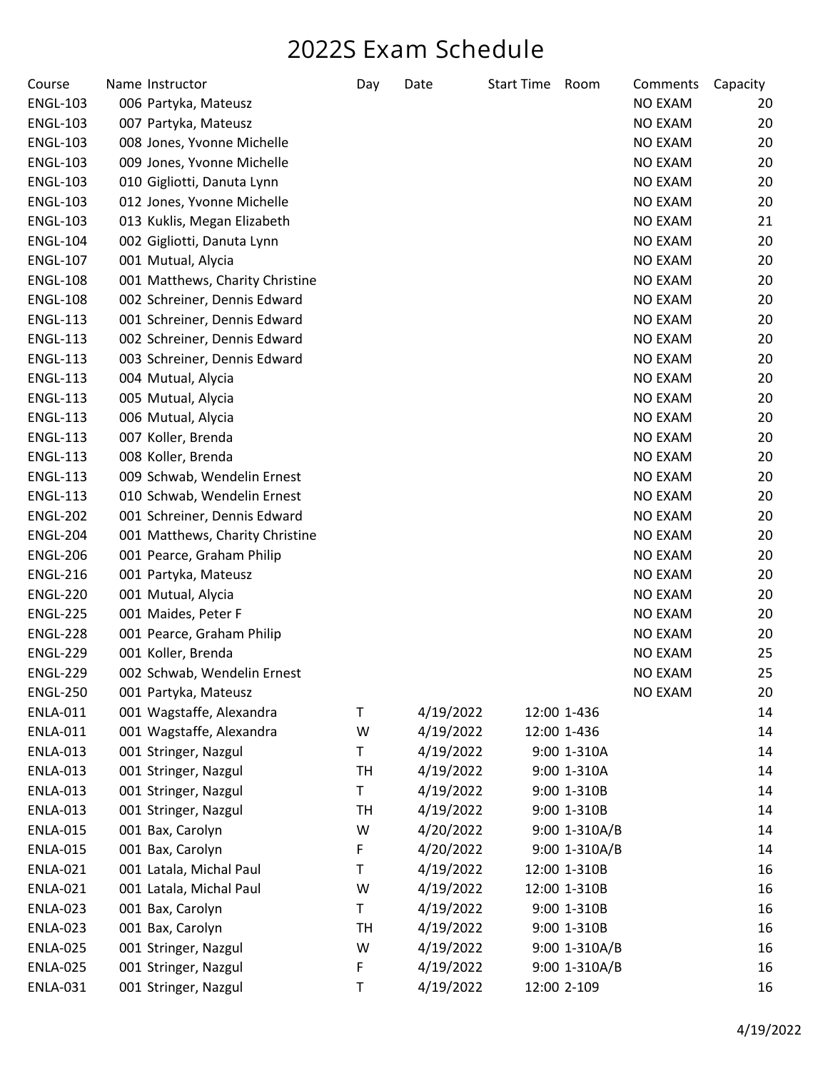# 2022S Exam Schedule

| Course | Name | Instructor | Day | Date | Start Time | Room | Comments | Capacity |
|---|---|---|---|---|---|---|---|---|
| ENGL-103 | 006 | Partyka, Mateusz | | | | | NO EXAM | 20 |
| ENGL-103 | 007 | Partyka, Mateusz | | | | | NO EXAM | 20 |
| ENGL-103 | 008 | Jones, Yvonne Michelle | | | | | NO EXAM | 20 |
| ENGL-103 | 009 | Jones, Yvonne Michelle | | | | | NO EXAM | 20 |
| ENGL-103 | 010 | Gigliotti, Danuta Lynn | | | | | NO EXAM | 20 |
| ENGL-103 | 012 | Jones, Yvonne Michelle | | | | | NO EXAM | 20 |
| ENGL-103 | 013 | Kuklis, Megan Elizabeth | | | | | NO EXAM | 21 |
| ENGL-104 | 002 | Gigliotti, Danuta Lynn | | | | | NO EXAM | 20 |
| ENGL-107 | 001 | Mutual, Alycia | | | | | NO EXAM | 20 |
| ENGL-108 | 001 | Matthews, Charity Christine | | | | | NO EXAM | 20 |
| ENGL-108 | 002 | Schreiner, Dennis Edward | | | | | NO EXAM | 20 |
| ENGL-113 | 001 | Schreiner, Dennis Edward | | | | | NO EXAM | 20 |
| ENGL-113 | 002 | Schreiner, Dennis Edward | | | | | NO EXAM | 20 |
| ENGL-113 | 003 | Schreiner, Dennis Edward | | | | | NO EXAM | 20 |
| ENGL-113 | 004 | Mutual, Alycia | | | | | NO EXAM | 20 |
| ENGL-113 | 005 | Mutual, Alycia | | | | | NO EXAM | 20 |
| ENGL-113 | 006 | Mutual, Alycia | | | | | NO EXAM | 20 |
| ENGL-113 | 007 | Koller, Brenda | | | | | NO EXAM | 20 |
| ENGL-113 | 008 | Koller, Brenda | | | | | NO EXAM | 20 |
| ENGL-113 | 009 | Schwab, Wendelin Ernest | | | | | NO EXAM | 20 |
| ENGL-113 | 010 | Schwab, Wendelin Ernest | | | | | NO EXAM | 20 |
| ENGL-202 | 001 | Schreiner, Dennis Edward | | | | | NO EXAM | 20 |
| ENGL-204 | 001 | Matthews, Charity Christine | | | | | NO EXAM | 20 |
| ENGL-206 | 001 | Pearce, Graham Philip | | | | | NO EXAM | 20 |
| ENGL-216 | 001 | Partyka, Mateusz | | | | | NO EXAM | 20 |
| ENGL-220 | 001 | Mutual, Alycia | | | | | NO EXAM | 20 |
| ENGL-225 | 001 | Maides, Peter F | | | | | NO EXAM | 20 |
| ENGL-228 | 001 | Pearce, Graham Philip | | | | | NO EXAM | 20 |
| ENGL-229 | 001 | Koller, Brenda | | | | | NO EXAM | 25 |
| ENGL-229 | 002 | Schwab, Wendelin Ernest | | | | | NO EXAM | 25 |
| ENGL-250 | 001 | Partyka, Mateusz | | | | | NO EXAM | 20 |
| ENLA-011 | 001 | Wagstaffe, Alexandra | T | 4/19/2022 | 12:00 | 1-436 | | 14 |
| ENLA-011 | 001 | Wagstaffe, Alexandra | W | 4/19/2022 | 12:00 | 1-436 | | 14 |
| ENLA-013 | 001 | Stringer, Nazgul | T | 4/19/2022 | 9:00 | 1-310A | | 14 |
| ENLA-013 | 001 | Stringer, Nazgul | TH | 4/19/2022 | 9:00 | 1-310A | | 14 |
| ENLA-013 | 001 | Stringer, Nazgul | T | 4/19/2022 | 9:00 | 1-310B | | 14 |
| ENLA-013 | 001 | Stringer, Nazgul | TH | 4/19/2022 | 9:00 | 1-310B | | 14 |
| ENLA-015 | 001 | Bax, Carolyn | W | 4/20/2022 | 9:00 | 1-310A/B | | 14 |
| ENLA-015 | 001 | Bax, Carolyn | F | 4/20/2022 | 9:00 | 1-310A/B | | 14 |
| ENLA-021 | 001 | Latala, Michal Paul | T | 4/19/2022 | 12:00 | 1-310B | | 16 |
| ENLA-021 | 001 | Latala, Michal Paul | W | 4/19/2022 | 12:00 | 1-310B | | 16 |
| ENLA-023 | 001 | Bax, Carolyn | T | 4/19/2022 | 9:00 | 1-310B | | 16 |
| ENLA-023 | 001 | Bax, Carolyn | TH | 4/19/2022 | 9:00 | 1-310B | | 16 |
| ENLA-025 | 001 | Stringer, Nazgul | W | 4/19/2022 | 9:00 | 1-310A/B | | 16 |
| ENLA-025 | 001 | Stringer, Nazgul | F | 4/19/2022 | 9:00 | 1-310A/B | | 16 |
| ENLA-031 | 001 | Stringer, Nazgul | T | 4/19/2022 | 12:00 | 2-109 | | 16 |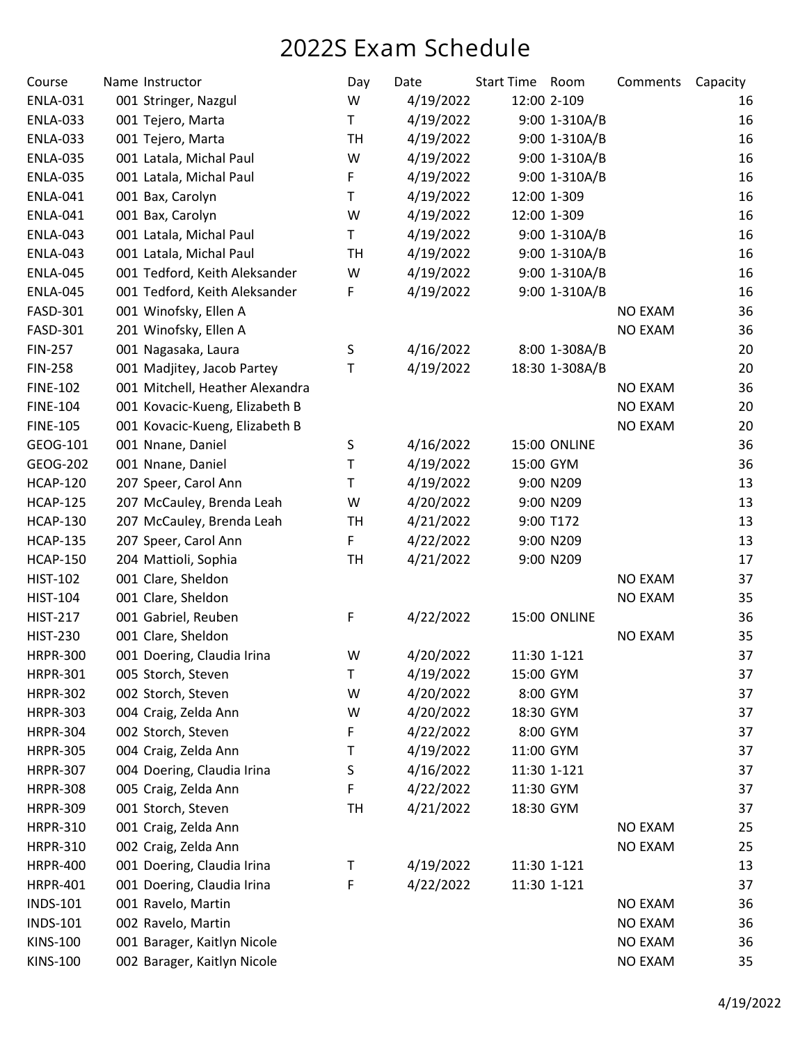# 2022S Exam Schedule

| Course | Name | Instructor | Day | Date | Start Time | Room | Comments | Capacity |
|---|---|---|---|---|---|---|---|---|
| ENLA-031 | 001 | Stringer, Nazgul | W | 4/19/2022 | 12:00 | 2-109 | | 16 |
| ENLA-033 | 001 | Tejero, Marta | T | 4/19/2022 | 9:00 | 1-310A/B | | 16 |
| ENLA-033 | 001 | Tejero, Marta | TH | 4/19/2022 | 9:00 | 1-310A/B | | 16 |
| ENLA-035 | 001 | Latala, Michal Paul | W | 4/19/2022 | 9:00 | 1-310A/B | | 16 |
| ENLA-035 | 001 | Latala, Michal Paul | F | 4/19/2022 | 9:00 | 1-310A/B | | 16 |
| ENLA-041 | 001 | Bax, Carolyn | T | 4/19/2022 | 12:00 | 1-309 | | 16 |
| ENLA-041 | 001 | Bax, Carolyn | W | 4/19/2022 | 12:00 | 1-309 | | 16 |
| ENLA-043 | 001 | Latala, Michal Paul | T | 4/19/2022 | 9:00 | 1-310A/B | | 16 |
| ENLA-043 | 001 | Latala, Michal Paul | TH | 4/19/2022 | 9:00 | 1-310A/B | | 16 |
| ENLA-045 | 001 | Tedford, Keith Aleksander | W | 4/19/2022 | 9:00 | 1-310A/B | | 16 |
| ENLA-045 | 001 | Tedford, Keith Aleksander | F | 4/19/2022 | 9:00 | 1-310A/B | | 16 |
| FASD-301 | 001 | Winofsky, Ellen A | | | | | NO EXAM | 36 |
| FASD-301 | 201 | Winofsky, Ellen A | | | | | NO EXAM | 36 |
| FIN-257 | 001 | Nagasaka, Laura | S | 4/16/2022 | 8:00 | 1-308A/B | | 20 |
| FIN-258 | 001 | Madjitey, Jacob Partey | T | 4/19/2022 | 18:30 | 1-308A/B | | 20 |
| FINE-102 | 001 | Mitchell, Heather Alexandra | | | | | NO EXAM | 36 |
| FINE-104 | 001 | Kovacic-Kueng, Elizabeth B | | | | | NO EXAM | 20 |
| FINE-105 | 001 | Kovacic-Kueng, Elizabeth B | | | | | NO EXAM | 20 |
| GEOG-101 | 001 | Nnane, Daniel | S | 4/16/2022 | 15:00 | ONLINE | | 36 |
| GEOG-202 | 001 | Nnane, Daniel | T | 4/19/2022 | 15:00 | GYM | | 36 |
| HCAP-120 | 207 | Speer, Carol Ann | T | 4/19/2022 | 9:00 | N209 | | 13 |
| HCAP-125 | 207 | McCauley, Brenda Leah | W | 4/20/2022 | 9:00 | N209 | | 13 |
| HCAP-130 | 207 | McCauley, Brenda Leah | TH | 4/21/2022 | 9:00 | T172 | | 13 |
| HCAP-135 | 207 | Speer, Carol Ann | F | 4/22/2022 | 9:00 | N209 | | 13 |
| HCAP-150 | 204 | Mattioli, Sophia | TH | 4/21/2022 | 9:00 | N209 | | 17 |
| HIST-102 | 001 | Clare, Sheldon | | | | | NO EXAM | 37 |
| HIST-104 | 001 | Clare, Sheldon | | | | | NO EXAM | 35 |
| HIST-217 | 001 | Gabriel, Reuben | F | 4/22/2022 | 15:00 | ONLINE | | 36 |
| HIST-230 | 001 | Clare, Sheldon | | | | | NO EXAM | 35 |
| HRPR-300 | 001 | Doering, Claudia Irina | W | 4/20/2022 | 11:30 | 1-121 | | 37 |
| HRPR-301 | 005 | Storch, Steven | T | 4/19/2022 | 15:00 | GYM | | 37 |
| HRPR-302 | 002 | Storch, Steven | W | 4/20/2022 | 8:00 | GYM | | 37 |
| HRPR-303 | 004 | Craig, Zelda Ann | W | 4/20/2022 | 18:30 | GYM | | 37 |
| HRPR-304 | 002 | Storch, Steven | F | 4/22/2022 | 8:00 | GYM | | 37 |
| HRPR-305 | 004 | Craig, Zelda Ann | T | 4/19/2022 | 11:00 | GYM | | 37 |
| HRPR-307 | 004 | Doering, Claudia Irina | S | 4/16/2022 | 11:30 | 1-121 | | 37 |
| HRPR-308 | 005 | Craig, Zelda Ann | F | 4/22/2022 | 11:30 | GYM | | 37 |
| HRPR-309 | 001 | Storch, Steven | TH | 4/21/2022 | 18:30 | GYM | | 37 |
| HRPR-310 | 001 | Craig, Zelda Ann | | | | | NO EXAM | 25 |
| HRPR-310 | 002 | Craig, Zelda Ann | | | | | NO EXAM | 25 |
| HRPR-400 | 001 | Doering, Claudia Irina | T | 4/19/2022 | 11:30 | 1-121 | | 13 |
| HRPR-401 | 001 | Doering, Claudia Irina | F | 4/22/2022 | 11:30 | 1-121 | | 37 |
| INDS-101 | 001 | Ravelo, Martin | | | | | NO EXAM | 36 |
| INDS-101 | 002 | Ravelo, Martin | | | | | NO EXAM | 36 |
| KINS-100 | 001 | Barager, Kaitlyn Nicole | | | | | NO EXAM | 36 |
| KINS-100 | 002 | Barager, Kaitlyn Nicole | | | | | NO EXAM | 35 |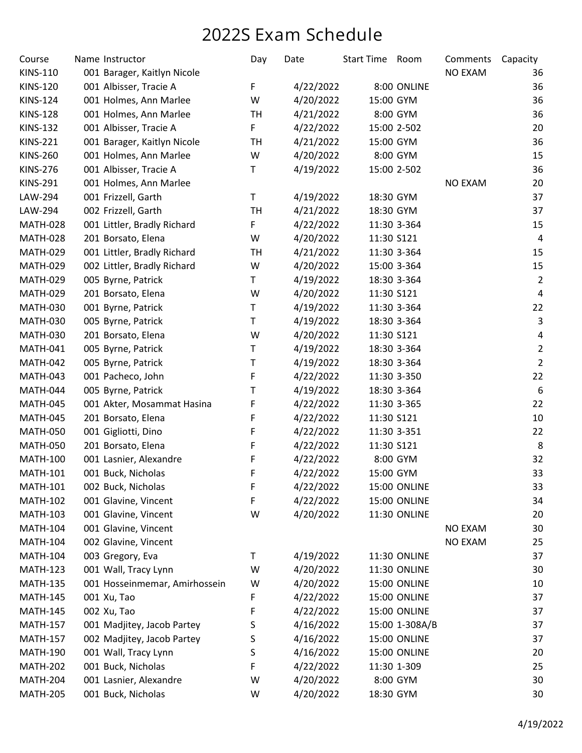# 2022S Exam Schedule

| Course | Name | Instructor | Day | Date | Start Time | Room | Comments | Capacity |
|---|---|---|---|---|---|---|---|---|
| KINS-110 | 001 | Barager, Kaitlyn Nicole | | | | | NO EXAM | 36 |
| KINS-120 | 001 | Albisser, Tracie A | F | 4/22/2022 | 8:00 | ONLINE | | 36 |
| KINS-124 | 001 | Holmes, Ann Marlee | W | 4/20/2022 | 15:00 | GYM | | 36 |
| KINS-128 | 001 | Holmes, Ann Marlee | TH | 4/21/2022 | 8:00 | GYM | | 36 |
| KINS-132 | 001 | Albisser, Tracie A | F | 4/22/2022 | 15:00 | 2-502 | | 20 |
| KINS-221 | 001 | Barager, Kaitlyn Nicole | TH | 4/21/2022 | 15:00 | GYM | | 36 |
| KINS-260 | 001 | Holmes, Ann Marlee | W | 4/20/2022 | 8:00 | GYM | | 15 |
| KINS-276 | 001 | Albisser, Tracie A | T | 4/19/2022 | 15:00 | 2-502 | | 36 |
| KINS-291 | 001 | Holmes, Ann Marlee | | | | | NO EXAM | 20 |
| LAW-294 | 001 | Frizzell, Garth | T | 4/19/2022 | 18:30 | GYM | | 37 |
| LAW-294 | 002 | Frizzell, Garth | TH | 4/21/2022 | 18:30 | GYM | | 37 |
| MATH-028 | 001 | Littler, Bradly Richard | F | 4/22/2022 | 11:30 | 3-364 | | 15 |
| MATH-028 | 201 | Borsato, Elena | W | 4/20/2022 | 11:30 | S121 | | 4 |
| MATH-029 | 001 | Littler, Bradly Richard | TH | 4/21/2022 | 11:30 | 3-364 | | 15 |
| MATH-029 | 002 | Littler, Bradly Richard | W | 4/20/2022 | 15:00 | 3-364 | | 15 |
| MATH-029 | 005 | Byrne, Patrick | T | 4/19/2022 | 18:30 | 3-364 | | 2 |
| MATH-029 | 201 | Borsato, Elena | W | 4/20/2022 | 11:30 | S121 | | 4 |
| MATH-030 | 001 | Byrne, Patrick | T | 4/19/2022 | 11:30 | 3-364 | | 22 |
| MATH-030 | 005 | Byrne, Patrick | T | 4/19/2022 | 18:30 | 3-364 | | 3 |
| MATH-030 | 201 | Borsato, Elena | W | 4/20/2022 | 11:30 | S121 | | 4 |
| MATH-041 | 005 | Byrne, Patrick | T | 4/19/2022 | 18:30 | 3-364 | | 2 |
| MATH-042 | 005 | Byrne, Patrick | T | 4/19/2022 | 18:30 | 3-364 | | 2 |
| MATH-043 | 001 | Pacheco, John | F | 4/22/2022 | 11:30 | 3-350 | | 22 |
| MATH-044 | 005 | Byrne, Patrick | T | 4/19/2022 | 18:30 | 3-364 | | 6 |
| MATH-045 | 001 | Akter, Mosammat Hasina | F | 4/22/2022 | 11:30 | 3-365 | | 22 |
| MATH-045 | 201 | Borsato, Elena | F | 4/22/2022 | 11:30 | S121 | | 10 |
| MATH-050 | 001 | Gigliotti, Dino | F | 4/22/2022 | 11:30 | 3-351 | | 22 |
| MATH-050 | 201 | Borsato, Elena | F | 4/22/2022 | 11:30 | S121 | | 8 |
| MATH-100 | 001 | Lasnier, Alexandre | F | 4/22/2022 | 8:00 | GYM | | 32 |
| MATH-101 | 001 | Buck, Nicholas | F | 4/22/2022 | 15:00 | GYM | | 33 |
| MATH-101 | 002 | Buck, Nicholas | F | 4/22/2022 | 15:00 | ONLINE | | 33 |
| MATH-102 | 001 | Glavine, Vincent | F | 4/22/2022 | 15:00 | ONLINE | | 34 |
| MATH-103 | 001 | Glavine, Vincent | W | 4/20/2022 | 11:30 | ONLINE | | 20 |
| MATH-104 | 001 | Glavine, Vincent | | | | | NO EXAM | 30 |
| MATH-104 | 002 | Glavine, Vincent | | | | | NO EXAM | 25 |
| MATH-104 | 003 | Gregory, Eva | T | 4/19/2022 | 11:30 | ONLINE | | 37 |
| MATH-123 | 001 | Wall, Tracy Lynn | W | 4/20/2022 | 11:30 | ONLINE | | 30 |
| MATH-135 | 001 | Hosseinmemar, Amirhossein | W | 4/20/2022 | 15:00 | ONLINE | | 10 |
| MATH-145 | 001 | Xu, Tao | F | 4/22/2022 | 15:00 | ONLINE | | 37 |
| MATH-145 | 002 | Xu, Tao | F | 4/22/2022 | 15:00 | ONLINE | | 37 |
| MATH-157 | 001 | Madjitey, Jacob Partey | S | 4/16/2022 | 15:00 | 1-308A/B | | 37 |
| MATH-157 | 002 | Madjitey, Jacob Partey | S | 4/16/2022 | 15:00 | ONLINE | | 37 |
| MATH-190 | 001 | Wall, Tracy Lynn | S | 4/16/2022 | 15:00 | ONLINE | | 20 |
| MATH-202 | 001 | Buck, Nicholas | F | 4/22/2022 | 11:30 | 1-309 | | 25 |
| MATH-204 | 001 | Lasnier, Alexandre | W | 4/20/2022 | 8:00 | GYM | | 30 |
| MATH-205 | 001 | Buck, Nicholas | W | 4/20/2022 | 18:30 | GYM | | 30 |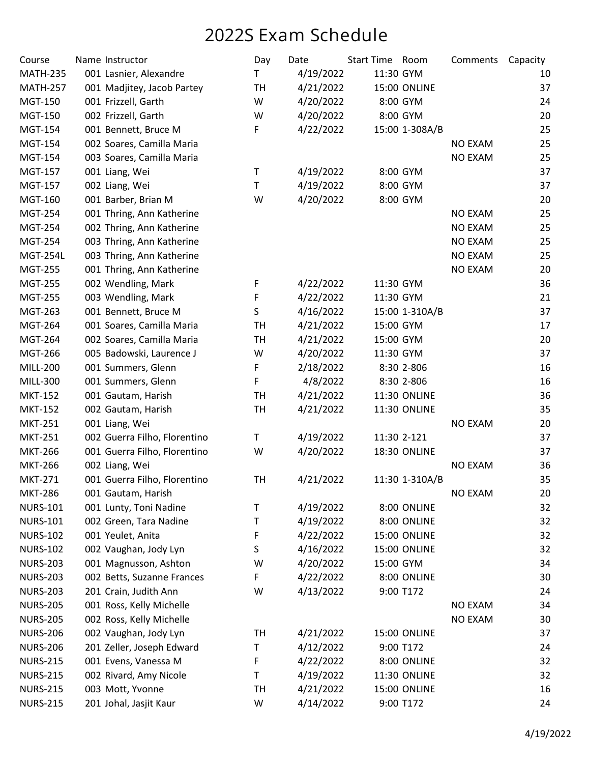# 2022S Exam Schedule

| Course | Name | Instructor | Day | Date | Start Time | Room | Comments | Capacity |
|---|---|---|---|---|---|---|---|---|
| MATH-235 | 001 | Lasnier, Alexandre | T | 4/19/2022 | 11:30 | GYM | | 10 |
| MATH-257 | 001 | Madjitey, Jacob Partey | TH | 4/21/2022 | 15:00 | ONLINE | | 37 |
| MGT-150 | 001 | Frizzell, Garth | W | 4/20/2022 | 8:00 | GYM | | 24 |
| MGT-150 | 002 | Frizzell, Garth | W | 4/20/2022 | 8:00 | GYM | | 20 |
| MGT-154 | 001 | Bennett, Bruce M | F | 4/22/2022 | 15:00 | 1-308A/B | | 25 |
| MGT-154 | 002 | Soares, Camilla Maria | | | | | NO EXAM | 25 |
| MGT-154 | 003 | Soares, Camilla Maria | | | | | NO EXAM | 25 |
| MGT-157 | 001 | Liang, Wei | T | 4/19/2022 | 8:00 | GYM | | 37 |
| MGT-157 | 002 | Liang, Wei | T | 4/19/2022 | 8:00 | GYM | | 37 |
| MGT-160 | 001 | Barber, Brian M | W | 4/20/2022 | 8:00 | GYM | | 20 |
| MGT-254 | 001 | Thring, Ann Katherine | | | | | NO EXAM | 25 |
| MGT-254 | 002 | Thring, Ann Katherine | | | | | NO EXAM | 25 |
| MGT-254 | 003 | Thring, Ann Katherine | | | | | NO EXAM | 25 |
| MGT-254L | 003 | Thring, Ann Katherine | | | | | NO EXAM | 25 |
| MGT-255 | 001 | Thring, Ann Katherine | | | | | NO EXAM | 20 |
| MGT-255 | 002 | Wendling, Mark | F | 4/22/2022 | 11:30 | GYM | | 36 |
| MGT-255 | 003 | Wendling, Mark | F | 4/22/2022 | 11:30 | GYM | | 21 |
| MGT-263 | 001 | Bennett, Bruce M | S | 4/16/2022 | 15:00 | 1-310A/B | | 37 |
| MGT-264 | 001 | Soares, Camilla Maria | TH | 4/21/2022 | 15:00 | GYM | | 17 |
| MGT-264 | 002 | Soares, Camilla Maria | TH | 4/21/2022 | 15:00 | GYM | | 20 |
| MGT-266 | 005 | Badowski, Laurence J | W | 4/20/2022 | 11:30 | GYM | | 37 |
| MILL-200 | 001 | Summers, Glenn | F | 2/18/2022 | 8:30 | 2-806 | | 16 |
| MILL-300 | 001 | Summers, Glenn | F | 4/8/2022 | 8:30 | 2-806 | | 16 |
| MKT-152 | 001 | Gautam, Harish | TH | 4/21/2022 | 11:30 | ONLINE | | 36 |
| MKT-152 | 002 | Gautam, Harish | TH | 4/21/2022 | 11:30 | ONLINE | | 35 |
| MKT-251 | 001 | Liang, Wei | | | | | NO EXAM | 20 |
| MKT-251 | 002 | Guerra Filho, Florentino | T | 4/19/2022 | 11:30 | 2-121 | | 37 |
| MKT-266 | 001 | Guerra Filho, Florentino | W | 4/20/2022 | 18:30 | ONLINE | | 37 |
| MKT-266 | 002 | Liang, Wei | | | | | NO EXAM | 36 |
| MKT-271 | 001 | Guerra Filho, Florentino | TH | 4/21/2022 | 11:30 | 1-310A/B | | 35 |
| MKT-286 | 001 | Gautam, Harish | | | | | NO EXAM | 20 |
| NURS-101 | 001 | Lunty, Toni Nadine | T | 4/19/2022 | 8:00 | ONLINE | | 32 |
| NURS-101 | 002 | Green, Tara Nadine | T | 4/19/2022 | 8:00 | ONLINE | | 32 |
| NURS-102 | 001 | Yeulet, Anita | F | 4/22/2022 | 15:00 | ONLINE | | 32 |
| NURS-102 | 002 | Vaughan, Jody Lyn | S | 4/16/2022 | 15:00 | ONLINE | | 32 |
| NURS-203 | 001 | Magnusson, Ashton | W | 4/20/2022 | 15:00 | GYM | | 34 |
| NURS-203 | 002 | Betts, Suzanne Frances | F | 4/22/2022 | 8:00 | ONLINE | | 30 |
| NURS-203 | 201 | Crain, Judith Ann | W | 4/13/2022 | 9:00 | T172 | | 24 |
| NURS-205 | 001 | Ross, Kelly Michelle | | | | | NO EXAM | 34 |
| NURS-205 | 002 | Ross, Kelly Michelle | | | | | NO EXAM | 30 |
| NURS-206 | 002 | Vaughan, Jody Lyn | TH | 4/21/2022 | 15:00 | ONLINE | | 37 |
| NURS-206 | 201 | Zeller, Joseph Edward | T | 4/12/2022 | 9:00 | T172 | | 24 |
| NURS-215 | 001 | Evens, Vanessa M | F | 4/22/2022 | 8:00 | ONLINE | | 32 |
| NURS-215 | 002 | Rivard, Amy Nicole | T | 4/19/2022 | 11:30 | ONLINE | | 32 |
| NURS-215 | 003 | Mott, Yvonne | TH | 4/21/2022 | 15:00 | ONLINE | | 16 |
| NURS-215 | 201 | Johal, Jasjit Kaur | W | 4/14/2022 | 9:00 | T172 | | 24 |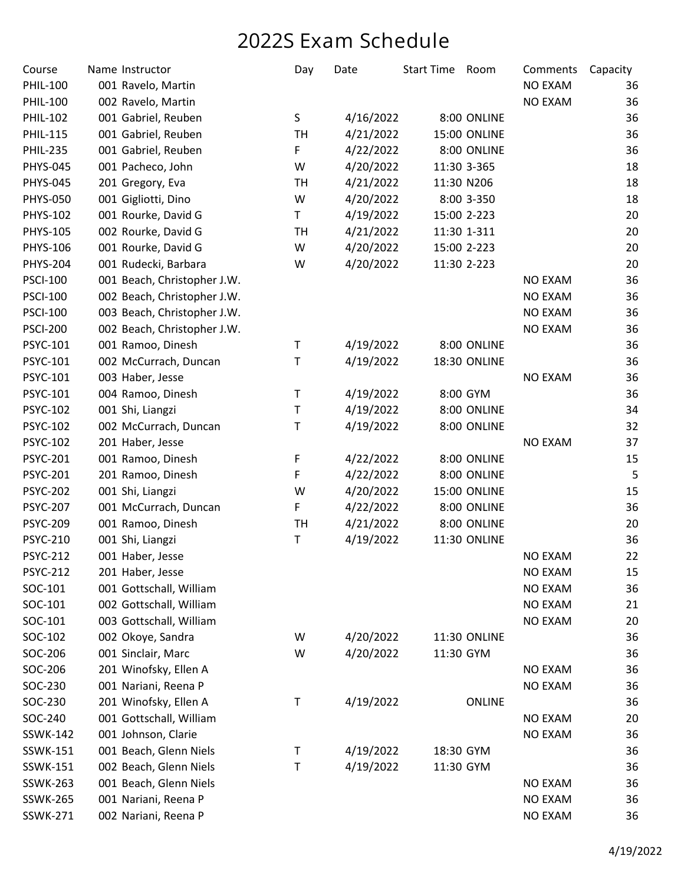# 2022S Exam Schedule

| Course | Name | Instructor | Day | Date | Start Time | Room | Comments | Capacity |
|---|---|---|---|---|---|---|---|---|
| PHIL-100 | 001 | Ravelo, Martin | | | | | NO EXAM | 36 |
| PHIL-100 | 002 | Ravelo, Martin | | | | | NO EXAM | 36 |
| PHIL-102 | 001 | Gabriel, Reuben | S | 4/16/2022 | 8:00 | ONLINE | | 36 |
| PHIL-115 | 001 | Gabriel, Reuben | TH | 4/21/2022 | 15:00 | ONLINE | | 36 |
| PHIL-235 | 001 | Gabriel, Reuben | F | 4/22/2022 | 8:00 | ONLINE | | 36 |
| PHYS-045 | 001 | Pacheco, John | W | 4/20/2022 | 11:30 | 3-365 | | 18 |
| PHYS-045 | 201 | Gregory, Eva | TH | 4/21/2022 | 11:30 | N206 | | 18 |
| PHYS-050 | 001 | Gigliotti, Dino | W | 4/20/2022 | 8:00 | 3-350 | | 18 |
| PHYS-102 | 001 | Rourke, David G | T | 4/19/2022 | 15:00 | 2-223 | | 20 |
| PHYS-105 | 002 | Rourke, David G | TH | 4/21/2022 | 11:30 | 1-311 | | 20 |
| PHYS-106 | 001 | Rourke, David G | W | 4/20/2022 | 15:00 | 2-223 | | 20 |
| PHYS-204 | 001 | Rudecki, Barbara | W | 4/20/2022 | 11:30 | 2-223 | | 20 |
| PSCI-100 | 001 | Beach, Christopher J.W. | | | | | NO EXAM | 36 |
| PSCI-100 | 002 | Beach, Christopher J.W. | | | | | NO EXAM | 36 |
| PSCI-100 | 003 | Beach, Christopher J.W. | | | | | NO EXAM | 36 |
| PSCI-200 | 002 | Beach, Christopher J.W. | | | | | NO EXAM | 36 |
| PSYC-101 | 001 | Ramoo, Dinesh | T | 4/19/2022 | 8:00 | ONLINE | | 36 |
| PSYC-101 | 002 | McCurrach, Duncan | T | 4/19/2022 | 18:30 | ONLINE | | 36 |
| PSYC-101 | 003 | Haber, Jesse | | | | | NO EXAM | 36 |
| PSYC-101 | 004 | Ramoo, Dinesh | T | 4/19/2022 | 8:00 | GYM | | 36 |
| PSYC-102 | 001 | Shi, Liangzi | T | 4/19/2022 | 8:00 | ONLINE | | 34 |
| PSYC-102 | 002 | McCurrach, Duncan | T | 4/19/2022 | 8:00 | ONLINE | | 32 |
| PSYC-102 | 201 | Haber, Jesse | | | | | NO EXAM | 37 |
| PSYC-201 | 001 | Ramoo, Dinesh | F | 4/22/2022 | 8:00 | ONLINE | | 15 |
| PSYC-201 | 201 | Ramoo, Dinesh | F | 4/22/2022 | 8:00 | ONLINE | | 5 |
| PSYC-202 | 001 | Shi, Liangzi | W | 4/20/2022 | 15:00 | ONLINE | | 15 |
| PSYC-207 | 001 | McCurrach, Duncan | F | 4/22/2022 | 8:00 | ONLINE | | 36 |
| PSYC-209 | 001 | Ramoo, Dinesh | TH | 4/21/2022 | 8:00 | ONLINE | | 20 |
| PSYC-210 | 001 | Shi, Liangzi | T | 4/19/2022 | 11:30 | ONLINE | | 36 |
| PSYC-212 | 001 | Haber, Jesse | | | | | NO EXAM | 22 |
| PSYC-212 | 201 | Haber, Jesse | | | | | NO EXAM | 15 |
| SOC-101 | 001 | Gottschall, William | | | | | NO EXAM | 36 |
| SOC-101 | 002 | Gottschall, William | | | | | NO EXAM | 21 |
| SOC-101 | 003 | Gottschall, William | | | | | NO EXAM | 20 |
| SOC-102 | 002 | Okoye, Sandra | W | 4/20/2022 | 11:30 | ONLINE | | 36 |
| SOC-206 | 001 | Sinclair, Marc | W | 4/20/2022 | 11:30 | GYM | | 36 |
| SOC-206 | 201 | Winofsky, Ellen A | | | | | NO EXAM | 36 |
| SOC-230 | 001 | Nariani, Reena P | | | | | NO EXAM | 36 |
| SOC-230 | 201 | Winofsky, Ellen A | T | 4/19/2022 | | ONLINE | | 36 |
| SOC-240 | 001 | Gottschall, William | | | | | NO EXAM | 20 |
| SSWK-142 | 001 | Johnson, Clarie | | | | | NO EXAM | 36 |
| SSWK-151 | 001 | Beach, Glenn Niels | T | 4/19/2022 | 18:30 | GYM | | 36 |
| SSWK-151 | 002 | Beach, Glenn Niels | T | 4/19/2022 | 11:30 | GYM | | 36 |
| SSWK-263 | 001 | Beach, Glenn Niels | | | | | NO EXAM | 36 |
| SSWK-265 | 001 | Nariani, Reena P | | | | | NO EXAM | 36 |
| SSWK-271 | 002 | Nariani, Reena P | | | | | NO EXAM | 36 |

4/19/2022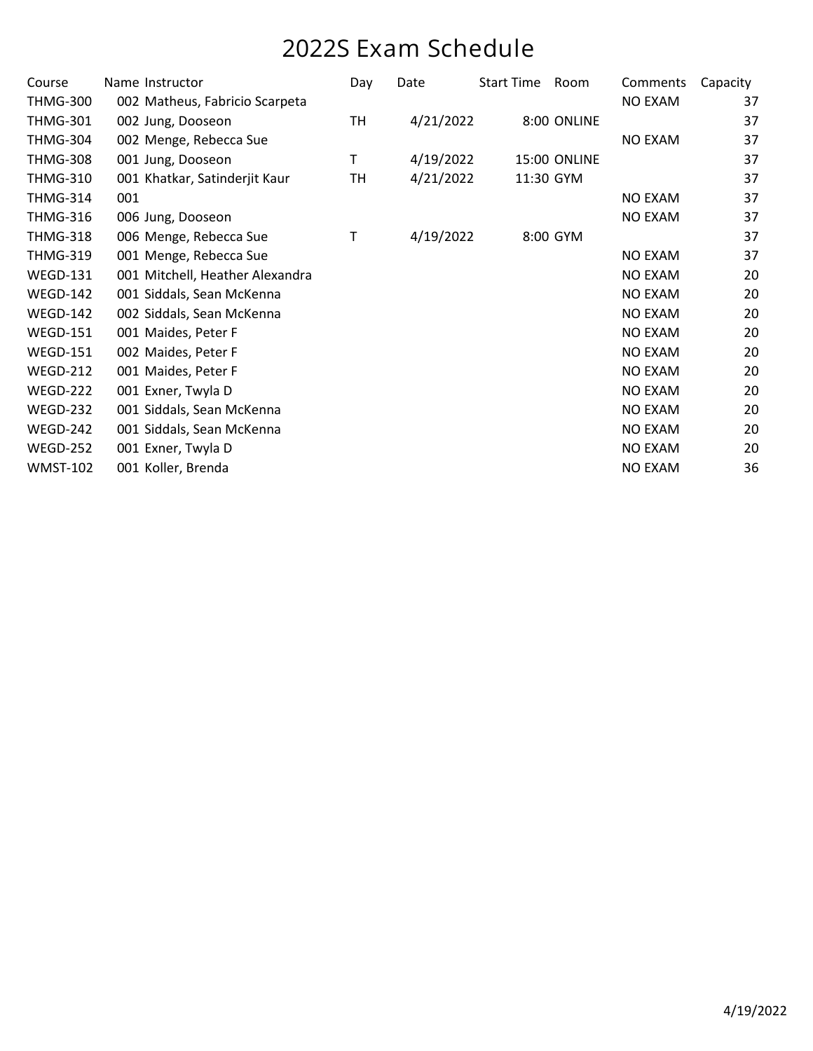# 2022S Exam Schedule

| Course | Name | Instructor | Day | Date | Start Time | Room | Comments | Capacity |
|---|---|---|---|---|---|---|---|---|
| THMG-300 | 002 | Matheus, Fabricio Scarpeta | | | | | NO EXAM | 37 |
| THMG-301 | 002 | Jung, Dooseon | TH | 4/21/2022 | 8:00 | ONLINE | | 37 |
| THMG-304 | 002 | Menge, Rebecca Sue | | | | | NO EXAM | 37 |
| THMG-308 | 001 | Jung, Dooseon | T | 4/19/2022 | 15:00 | ONLINE | | 37 |
| THMG-310 | 001 | Khatkar, Satinderjit Kaur | TH | 4/21/2022 | 11:30 | GYM | | 37 |
| THMG-314 | 001 | | | | | | NO EXAM | 37 |
| THMG-316 | 006 | Jung, Dooseon | | | | | NO EXAM | 37 |
| THMG-318 | 006 | Menge, Rebecca Sue | T | 4/19/2022 | 8:00 | GYM | | 37 |
| THMG-319 | 001 | Menge, Rebecca Sue | | | | | NO EXAM | 37 |
| WEGD-131 | 001 | Mitchell, Heather Alexandra | | | | | NO EXAM | 20 |
| WEGD-142 | 001 | Siddals, Sean McKenna | | | | | NO EXAM | 20 |
| WEGD-142 | 002 | Siddals, Sean McKenna | | | | | NO EXAM | 20 |
| WEGD-151 | 001 | Maides, Peter F | | | | | NO EXAM | 20 |
| WEGD-151 | 002 | Maides, Peter F | | | | | NO EXAM | 20 |
| WEGD-212 | 001 | Maides, Peter F | | | | | NO EXAM | 20 |
| WEGD-222 | 001 | Exner, Twyla D | | | | | NO EXAM | 20 |
| WEGD-232 | 001 | Siddals, Sean McKenna | | | | | NO EXAM | 20 |
| WEGD-242 | 001 | Siddals, Sean McKenna | | | | | NO EXAM | 20 |
| WEGD-252 | 001 | Exner, Twyla D | | | | | NO EXAM | 20 |
| WMST-102 | 001 | Koller, Brenda | | | | | NO EXAM | 36 |

4/19/2022